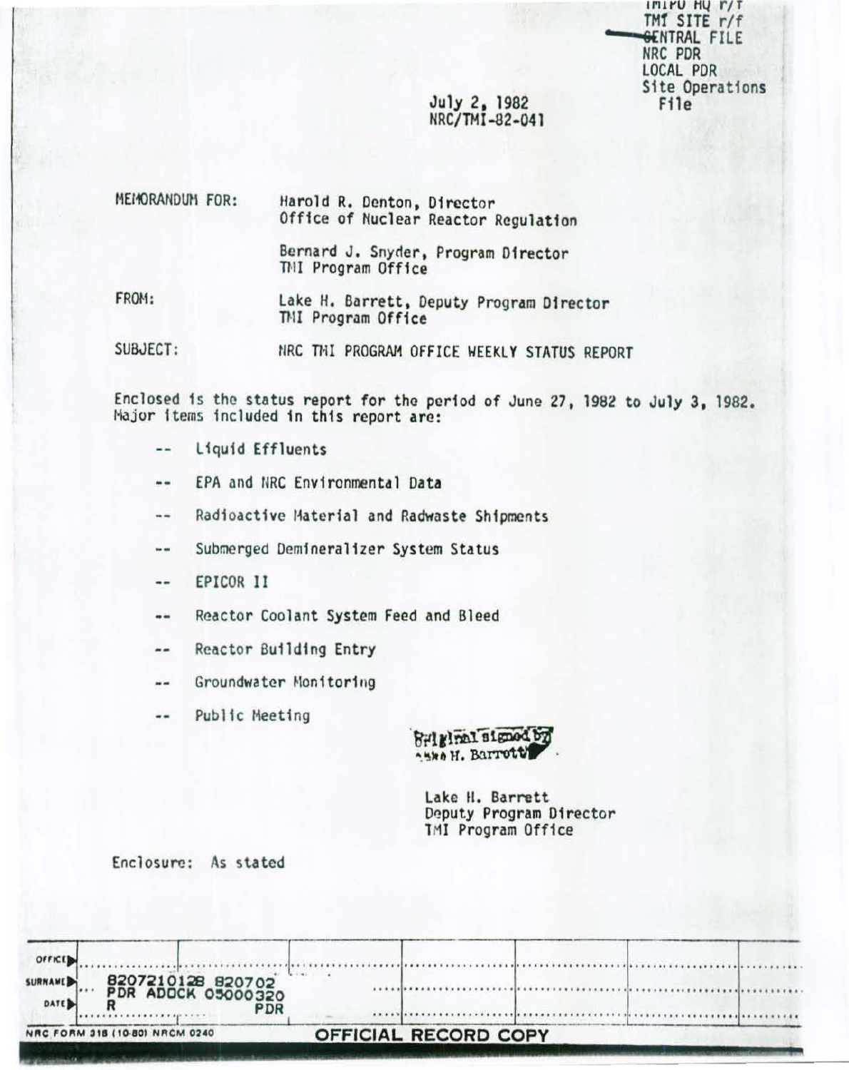TMIPO HQ r/f
TMI SITE r/f
CENTRAL FILE
NRC PDR
LOCAL PDR
Site Operations
File

July 2, 1982
NRC/TMI-82-041

MEMORANDUM FOR: Harold R. Denton, Director
Office of Nuclear Reactor Regulation

Bernard J. Snyder, Program Director
TMI Program Office

FROM: Lake H. Barrett, Deputy Program Director
TMI Program Office

SUBJECT: NRC TMI PROGRAM OFFICE WEEKLY STATUS REPORT

Enclosed is the status report for the period of June 27, 1982 to July 3, 1982. Major items included in this report are:

- -- Liquid Effluents
- -- EPA and NRC Environmental Data
- -- Radioactive Material and Radwaste Shipments
- -- Submerged Demineralizer System Status
- -- EPICOR II
- -- Reactor Coolant System Feed and Bleed
- -- Reactor Building Entry
- -- Groundwater Monitoring
- -- Public Meeting

Original signed by
Lake H. Barrett

Lake H. Barrett
Deputy Program Director
TMI Program Office

Enclosure: As stated

8207210128 820702
PDR ADOCK 05000320
R PDR

NRC FORM 318 (10-80) NRCM 0240

OFFICIAL RECORD COPY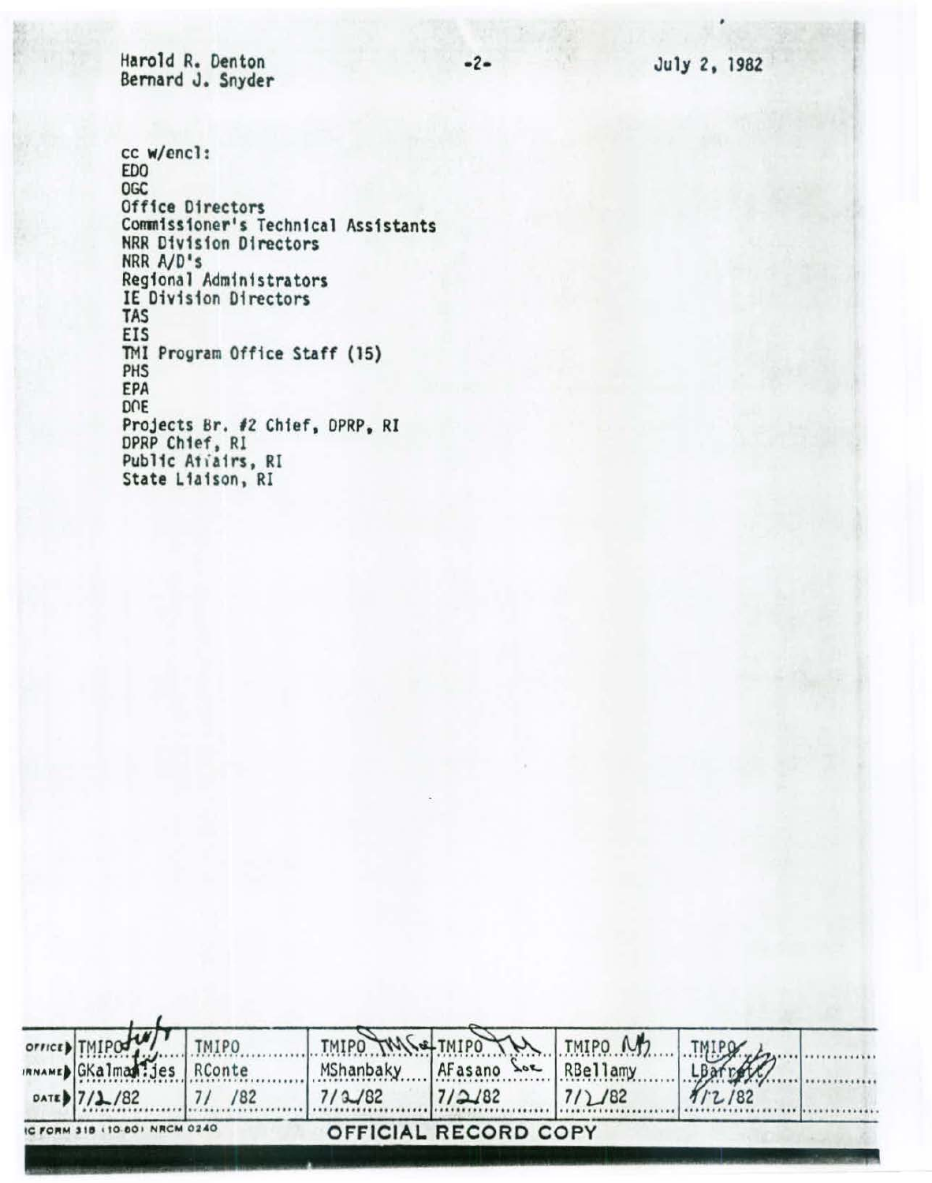Harold R. Denton
Bernard J. Snyder

July 2, 1982

cc w/encl:
EDO
OGC
Office Directors
Commissioner's Technical Assistants
NRR Division Directors
NRR A/D's
Regional Administrators
IE Division Directors
TAS
EIS
TMI Program Office Staff (15)
PHS
EPA
DOE
Projects Br. #2 Chief, DPRP, RI
DPRP Chief, RI
Public Affairs, RI
State Liaison, RI

| OFFICE | TMIPO | TMIPO | TMIPO | TMIPO | TMIPO | TMIPO | |
|---|---|---|---|---|---|---|---|
| SURNAME | GKalman:jes | RConte | MShanbaky | AFasano | RBellamy | LBarrett | |
| DATE | 7/2/82 | 7/ /82 | 7/2/82 | 7/2/82 | 7/2/82 | 7/2/82 | |

NRC FORM 318 (10-80) NRCM 0240

OFFICIAL RECORD COPY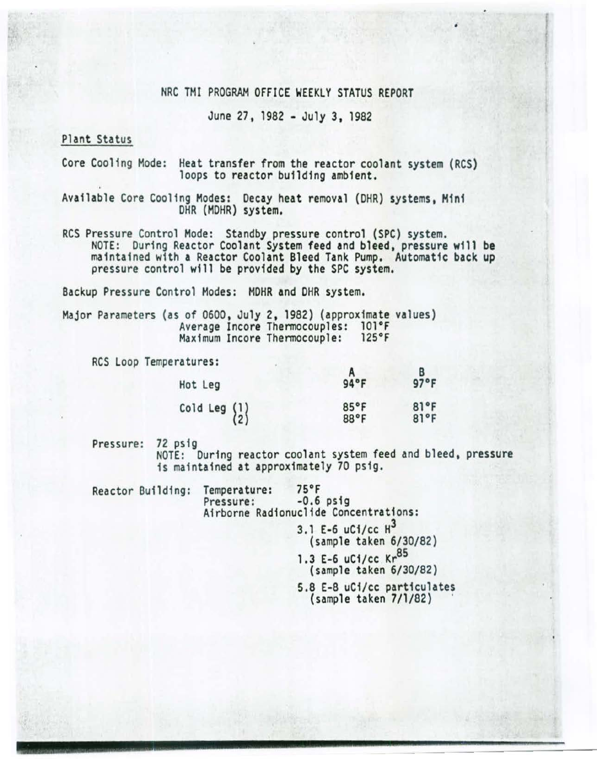# NRC TMI PROGRAM OFFICE WEEKLY STATUS REPORT

June 27, 1982 - July 3, 1982

## Plant Status

Core Cooling Mode: Heat transfer from the reactor coolant system (RCS) loops to reactor building ambient.

Available Core Cooling Modes: Decay heat removal (DHR) systems, Mini DHR (MDHR) system.

RCS Pressure Control Mode: Standby pressure control (SPC) system.
NOTE: During Reactor Coolant System feed and bleed, pressure will be maintained with a Reactor Coolant Bleed Tank Pump. Automatic back up pressure control will be provided by the SPC system.

Backup Pressure Control Modes: MDHR and DHR system.

Major Parameters (as of 0600, July 2, 1982) (approximate values)
Average Incore Thermocouples: 101°F
Maximum Incore Thermocouple: 125°F

RCS Loop Temperatures:

| | A | B |
|---|---|---|
| Hot Leg | 94°F | 97°F |
| Cold Leg (1) | 85°F | 81°F |
| Cold Leg (2) | 88°F | 81°F |

Pressure: 72 psig
NOTE: During reactor coolant system feed and bleed, pressure is maintained at approximately 70 psig.

Reactor Building: Temperature: 75°F
Pressure: -0.6 psig
Airborne Radionuclide Concentrations:

3.1 E-6 uCi/cc $H^3$
(sample taken 6/30/82)

1.3 E-6 uCi/cc $Kr^{85}$
(sample taken 6/30/82)

5.8 E-8 uCi/cc particulates
(sample taken 7/1/82)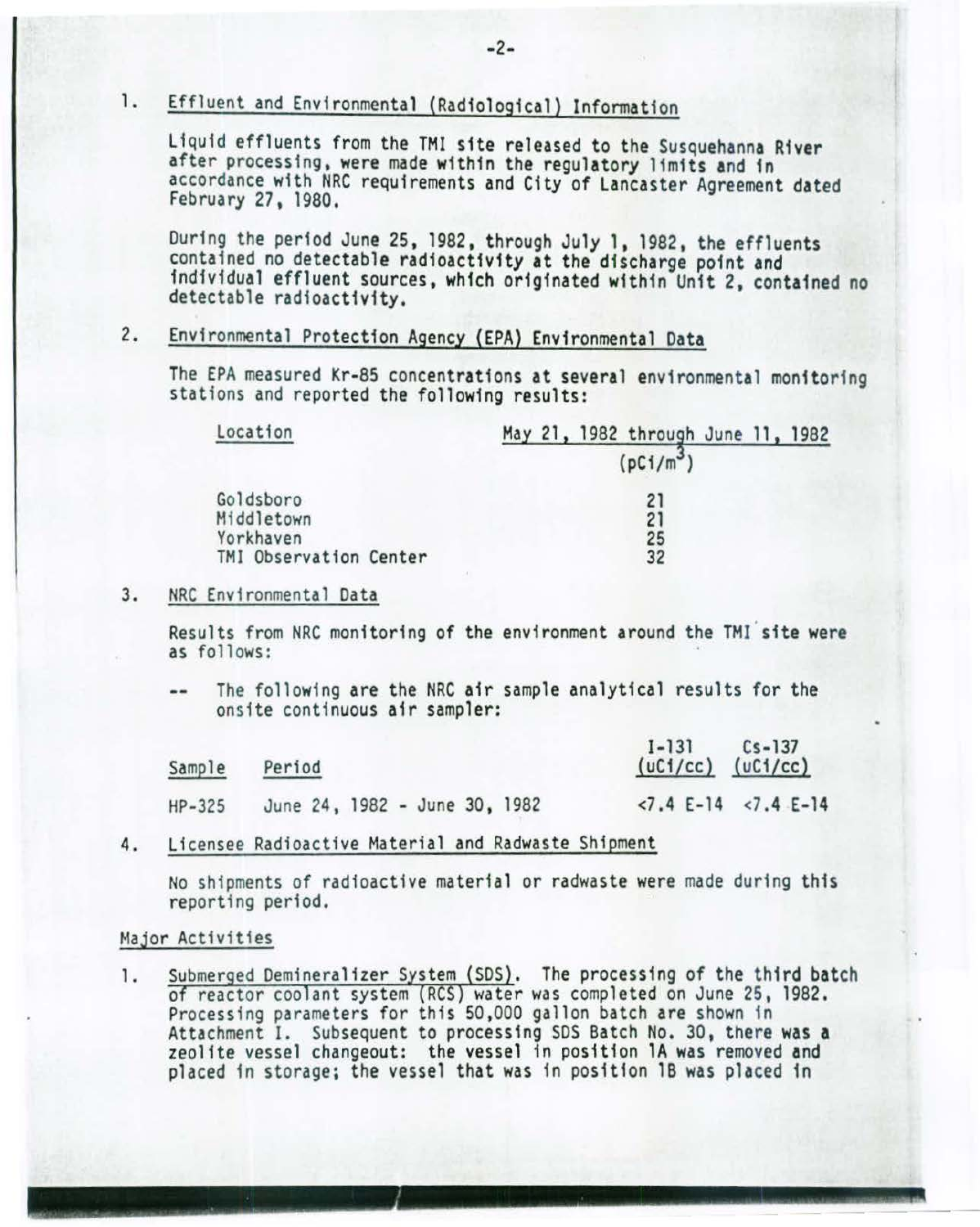1. Effluent and Environmental (Radiological) Information

   Liquid effluents from the TMI site released to the Susquehanna River after processing, were made within the regulatory limits and in accordance with NRC requirements and City of Lancaster Agreement dated February 27, 1980.

   During the period June 25, 1982, through July 1, 1982, the effluents contained no detectable radioactivity at the discharge point and individual effluent sources, which originated within Unit 2, contained no detectable radioactivity.

2. Environmental Protection Agency (EPA) Environmental Data

   The EPA measured Kr-85 concentrations at several environmental monitoring stations and reported the following results:

| Location | May 21, 1982 through June 11, 1982 ($pCi/m^3$) |
|---|---|
| Goldsboro | 21 |
| Middletown | 21 |
| Yorkhaven | 25 |
| TMI Observation Center | 32 |

3. NRC Environmental Data

   Results from NRC monitoring of the environment around the TMI site were as follows:

   -- The following are the NRC air sample analytical results for the onsite continuous air sampler:

| Sample | Period | I-131 (uCi/cc) | Cs-137 (uCi/cc) |
|---|---|---|---|
| HP-325 | June 24, 1982 - June 30, 1982 | <7.4 E-14 | <7.4 E-14 |

4. Licensee Radioactive Material and Radwaste Shipment

   No shipments of radioactive material or radwaste were made during this reporting period.

Major Activities

1. Submerged Demineralizer System (SDS). The processing of the third batch of reactor coolant system (RCS) water was completed on June 25, 1982. Processing parameters for this 50,000 gallon batch are shown in Attachment I. Subsequent to processing SDS Batch No. 30, there was a zeolite vessel changeout: the vessel in position 1A was removed and placed in storage; the vessel that was in position 1B was placed in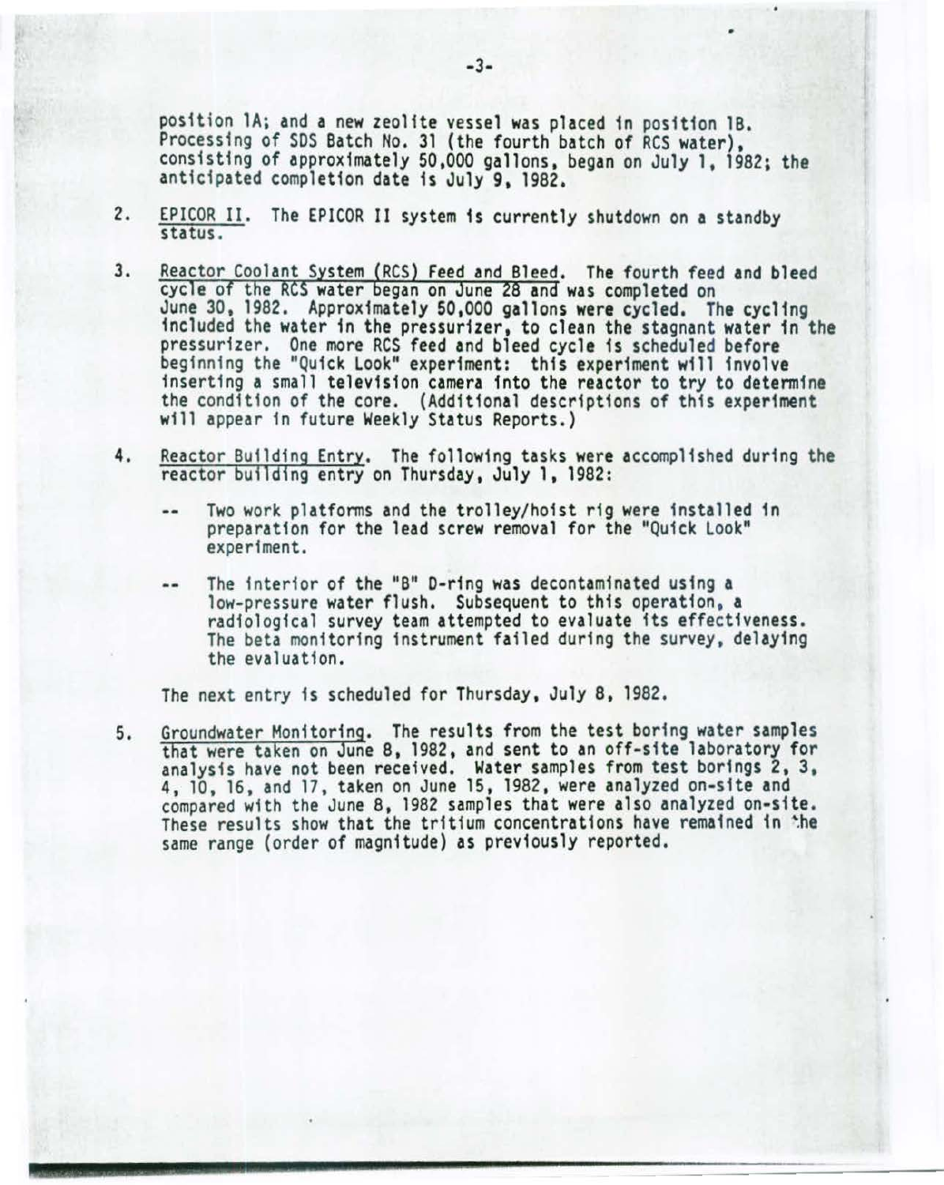position 1A; and a new zeolite vessel was placed in position 1B. Processing of SDS Batch No. 31 (the fourth batch of RCS water), consisting of approximately 50,000 gallons, began on July 1, 1982; the anticipated completion date is July 9, 1982.

2. EPICOR II. The EPICOR II system is currently shutdown on a standby status.

3. Reactor Coolant System (RCS) Feed and Bleed. The fourth feed and bleed cycle of the RCS water began on June 28 and was completed on June 30, 1982. Approximately 50,000 gallons were cycled. The cycling included the water in the pressurizer, to clean the stagnant water in the pressurizer. One more RCS feed and bleed cycle is scheduled before beginning the "Quick Look" experiment: this experiment will involve inserting a small television camera into the reactor to try to determine the condition of the core. (Additional descriptions of this experiment will appear in future Weekly Status Reports.)

4. Reactor Building Entry. The following tasks were accomplished during the reactor building entry on Thursday, July 1, 1982:

   -- Two work platforms and the trolley/hoist rig were installed in preparation for the lead screw removal for the "Quick Look" experiment.

   -- The interior of the "B" D-ring was decontaminated using a low-pressure water flush. Subsequent to this operation, a radiological survey team attempted to evaluate its effectiveness. The beta monitoring instrument failed during the survey, delaying the evaluation.

   The next entry is scheduled for Thursday, July 8, 1982.

5. Groundwater Monitoring. The results from the test boring water samples that were taken on June 8, 1982, and sent to an off-site laboratory for analysis have not been received. Water samples from test borings 2, 3, 4, 10, 16, and 17, taken on June 15, 1982, were analyzed on-site and compared with the June 8, 1982 samples that were also analyzed on-site. These results show that the tritium concentrations have remained in the same range (order of magnitude) as previously reported.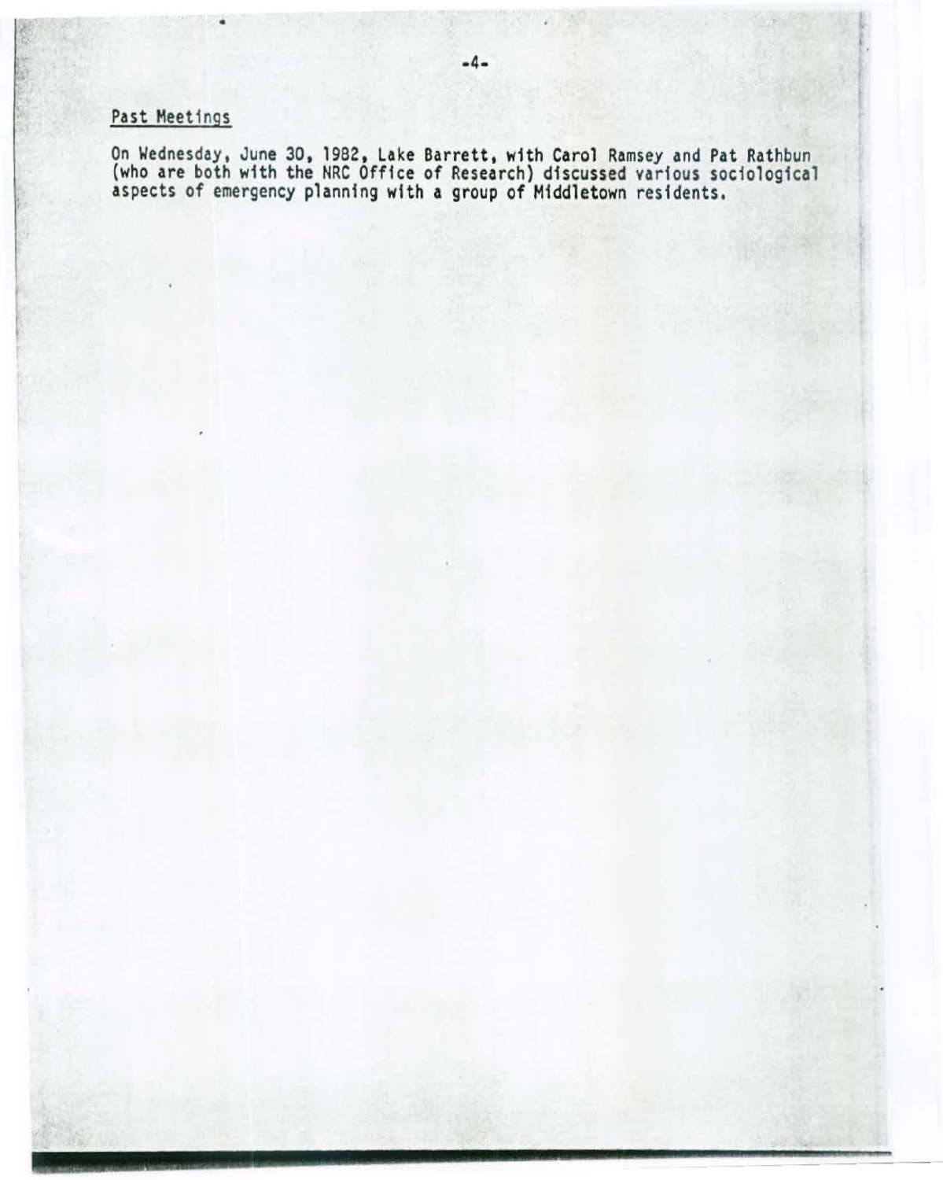## Past Meetings

On Wednesday, June 30, 1982, Lake Barrett, with Carol Ramsey and Pat Rathbun (who are both with the NRC Office of Research) discussed various sociological aspects of emergency planning with a group of Middletown residents.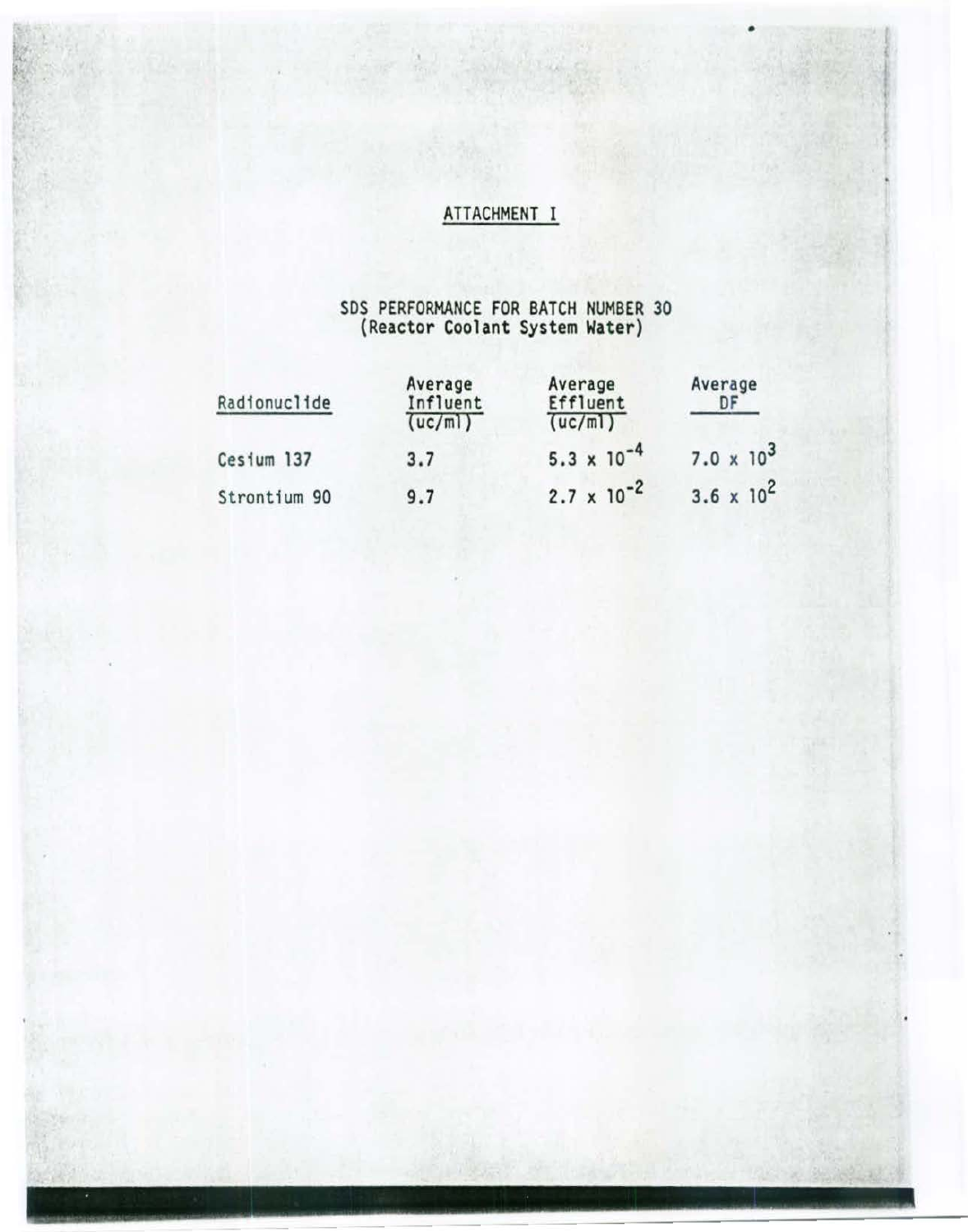ATTACHMENT I

SDS PERFORMANCE FOR BATCH NUMBER 30
(Reactor Coolant System Water)

| Radionuclide | Average Influent (uc/ml) | Average Effluent (uc/ml) | Average DF |
|---|---|---|---|
| Cesium 137 | 3.7 | $5.3 \times 10^{-4}$ | $7.0 \times 10^{3}$ |
| Strontium 90 | 9.7 | $2.7 \times 10^{-2}$ | $3.6 \times 10^{2}$ |